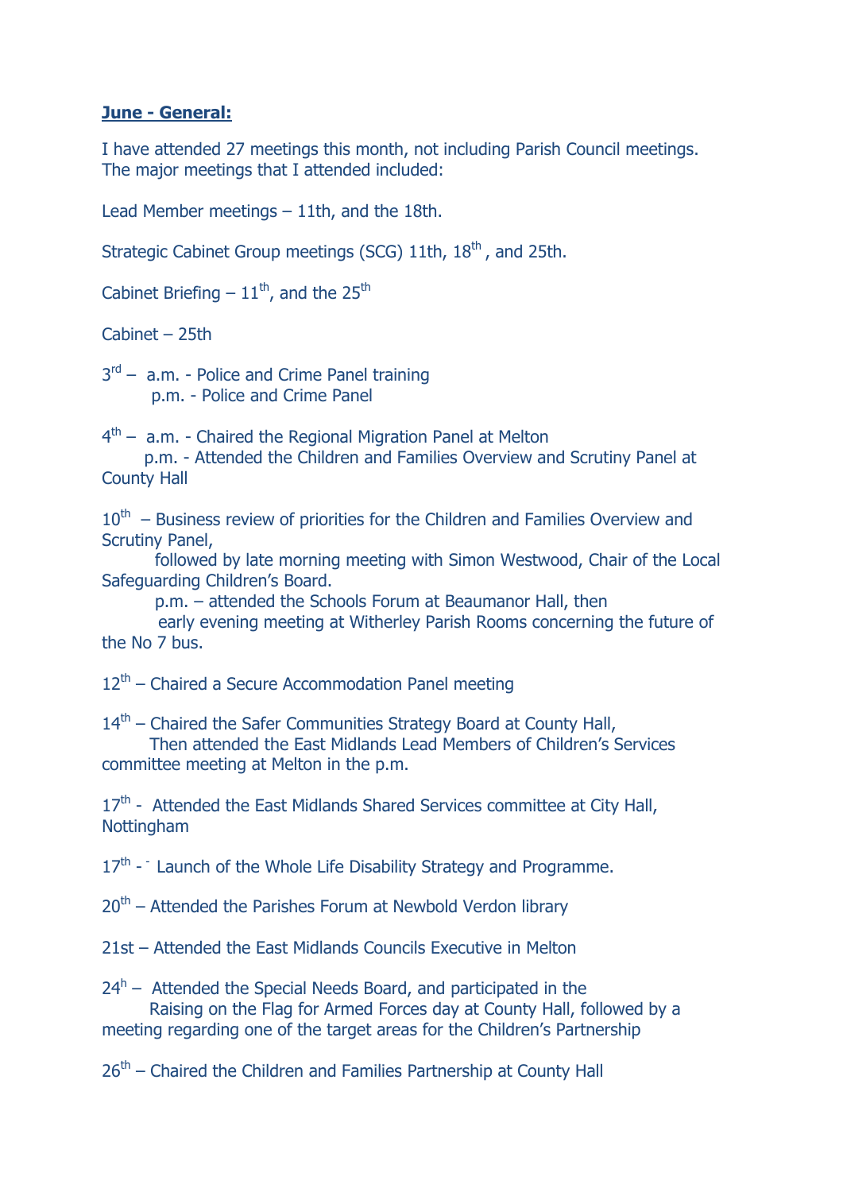**June - General:**

I have attended 27 meetings this month, not including Parish Council meetings. The major meetings that I attended included:

Lead Member meetings – 11th, and the 18th.

Strategic Cabinet Group meetings (SCG) 11th, 18th , and 25th.

Cabinet Briefing – 11th, and the 25th

Cabinet – 25th

3rd – a.m. - Police and Crime Panel training
p.m. - Police and Crime Panel

4th – a.m. - Chaired the Regional Migration Panel at Melton
p.m. - Attended the Children and Families Overview and Scrutiny Panel at County Hall

10th – Business review of priorities for the Children and Families Overview and Scrutiny Panel,
followed by late morning meeting with Simon Westwood, Chair of the Local Safeguarding Children's Board.
p.m. – attended the Schools Forum at Beaumanor Hall, then
early evening meeting at Witherley Parish Rooms concerning the future of the No 7 bus.

12th – Chaired a Secure Accommodation Panel meeting

14th – Chaired the Safer Communities Strategy Board at County Hall,
Then attended the East Midlands Lead Members of Children's Services committee meeting at Melton in the p.m.

17th - Attended the East Midlands Shared Services committee at City Hall, Nottingham

17th - Launch of the Whole Life Disability Strategy and Programme.

20th – Attended the Parishes Forum at Newbold Verdon library

21st – Attended the East Midlands Councils Executive in Melton

24h – Attended the Special Needs Board, and participated in the
Raising on the Flag for Armed Forces day at County Hall, followed by a meeting regarding one of the target areas for the Children's Partnership

26th – Chaired the Children and Families Partnership at County Hall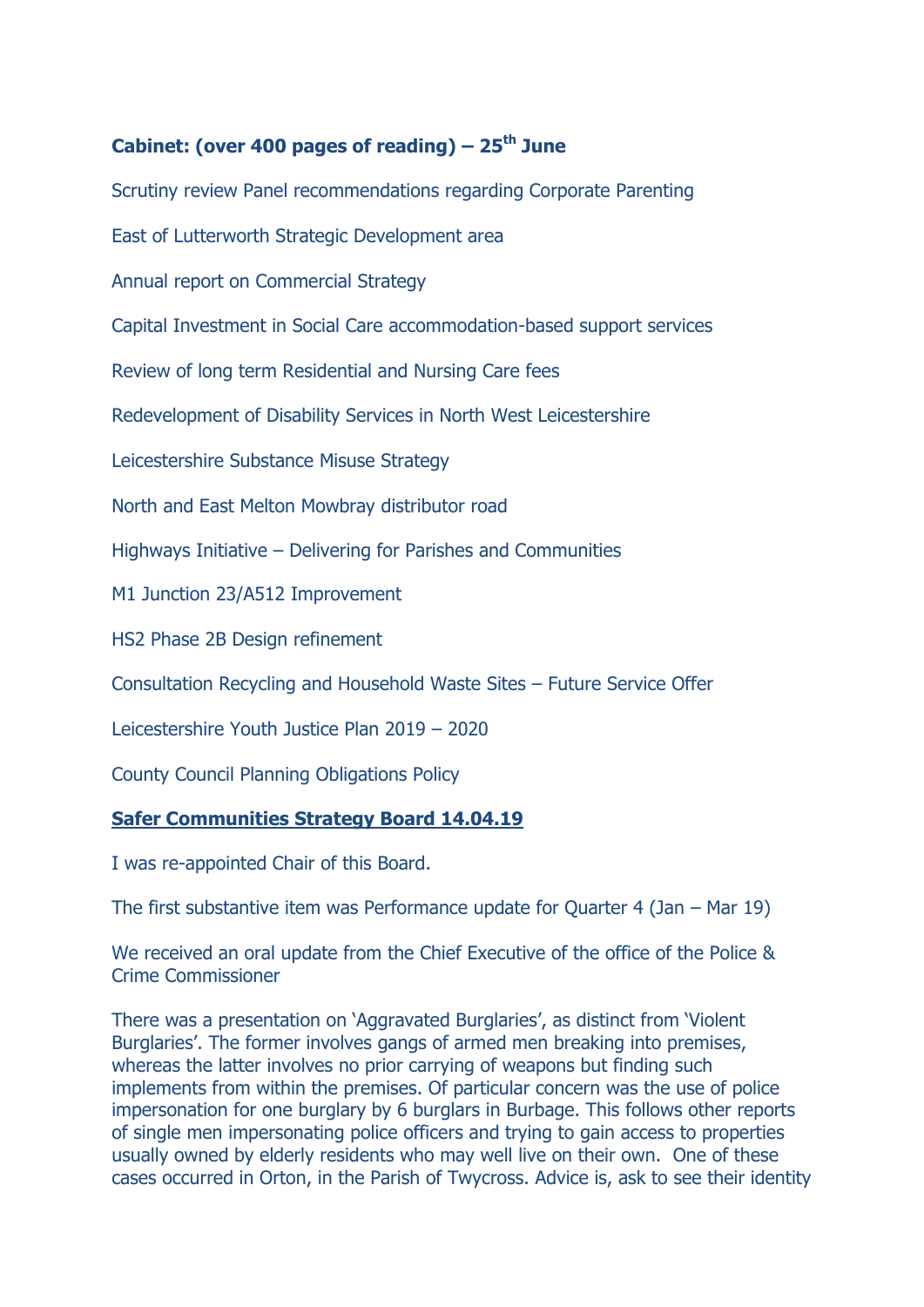**Cabinet: (over 400 pages of reading) – 25th June**

Scrutiny review Panel recommendations regarding Corporate Parenting

East of Lutterworth Strategic Development area

Annual report on Commercial Strategy

Capital Investment in Social Care accommodation-based support services

Review of long term Residential and Nursing Care fees

Redevelopment of Disability Services in North West Leicestershire

Leicestershire Substance Misuse Strategy

North and East Melton Mowbray distributor road

Highways Initiative – Delivering for Parishes and Communities

M1 Junction 23/A512 Improvement

HS2 Phase 2B Design refinement

Consultation Recycling and Household Waste Sites – Future Service Offer

Leicestershire Youth Justice Plan 2019 – 2020

County Council Planning Obligations Policy

**Safer Communities Strategy Board 14.04.19**

I was re-appointed Chair of this Board.

The first substantive item was Performance update for Quarter 4 (Jan – Mar 19)

We received an oral update from the Chief Executive of the office of the Police & Crime Commissioner

There was a presentation on 'Aggravated Burglaries', as distinct from 'Violent Burglaries'. The former involves gangs of armed men breaking into premises, whereas the latter involves no prior carrying of weapons but finding such implements from within the premises. Of particular concern was the use of police impersonation for one burglary by 6 burglars in Burbage. This follows other reports of single men impersonating police officers and trying to gain access to properties usually owned by elderly residents who may well live on their own. One of these cases occurred in Orton, in the Parish of Twycross. Advice is, ask to see their identity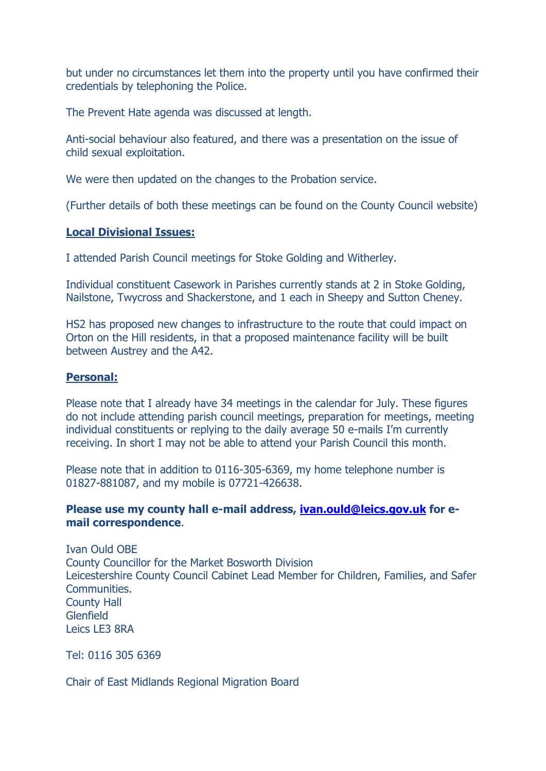but under no circumstances let them into the property until you have confirmed their credentials by telephoning the Police.

The Prevent Hate agenda was discussed at length.

Anti-social behaviour also featured, and there was a presentation on the issue of child sexual exploitation.

We were then updated on the changes to the Probation service.

(Further details of both these meetings can be found on the County Council website)

**Local Divisional Issues:**

I attended Parish Council meetings for Stoke Golding and Witherley.

Individual constituent Casework in Parishes currently stands at 2 in Stoke Golding, Nailstone, Twycross and Shackerstone, and 1 each in Sheepy and Sutton Cheney.

HS2 has proposed new changes to infrastructure to the route that could impact on Orton on the Hill residents, in that a proposed maintenance facility will be built between Austrey and the A42.

**Personal:**

Please note that I already have 34 meetings in the calendar for July. These figures do not include attending parish council meetings, preparation for meetings, meeting individual constituents or replying to the daily average 50 e-mails I'm currently receiving. In short I may not be able to attend your Parish Council this month.

Please note that in addition to 0116-305-6369, my home telephone number is 01827-881087, and my mobile is 07721-426638.

**Please use my county hall e-mail address, ivan.ould@leics.gov.uk for e-mail correspondence**.

Ivan Ould OBE
County Councillor for the Market Bosworth Division
Leicestershire County Council Cabinet Lead Member for Children, Families, and Safer Communities.
County Hall
Glenfield
Leics LE3 8RA

Tel: 0116 305 6369

Chair of East Midlands Regional Migration Board